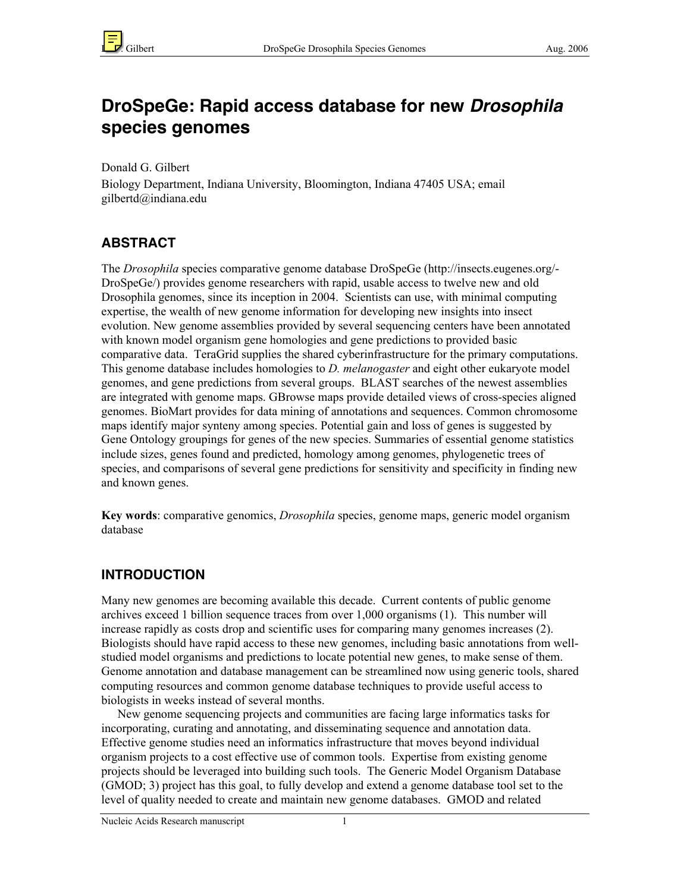# DroSpeGe: Rapid access database for new *Drosophila* species genomes

Donald G. Gilbert

Biology Department, Indiana University, Bloomington, Indiana 47405 USA; email gilbertd@indiana.edu

## ABSTRACT

The *Drosophila* species comparative genome database DroSpeGe (http://insects.eugenes.org/-DroSpeGe/) provides genome researchers with rapid, usable access to twelve new and old Drosophila genomes, since its inception in 2004. Scientists can use, with minimal computing expertise, the wealth of new genome information for developing new insights into insect evolution. New genome assemblies provided by several sequencing centers have been annotated with known model organism gene homologies and gene predictions to provided basic comparative data. TeraGrid supplies the shared cyberinfrastructure for the primary computations. This genome database includes homologies to *D. melanogaster* and eight other eukaryote model genomes, and gene predictions from several groups. BLAST searches of the newest assemblies are integrated with genome maps. GBrowse maps provide detailed views of cross-species aligned genomes. BioMart provides for data mining of annotations and sequences. Common chromosome maps identify major synteny among species. Potential gain and loss of genes is suggested by Gene Ontology groupings for genes of the new species. Summaries of essential genome statistics include sizes, genes found and predicted, homology among genomes, phylogenetic trees of species, and comparisons of several gene predictions for sensitivity and specificity in finding new and known genes.

**Key words**: comparative genomics, *Drosophila* species, genome maps, generic model organism database

## INTRODUCTION

Many new genomes are becoming available this decade. Current contents of public genome archives exceed 1 billion sequence traces from over 1,000 organisms (1). This number will increase rapidly as costs drop and scientific uses for comparing many genomes increases (2). Biologists should have rapid access to these new genomes, including basic annotations from well-studied model organisms and predictions to locate potential new genes, to make sense of them. Genome annotation and database management can be streamlined now using generic tools, shared computing resources and common genome database techniques to provide useful access to biologists in weeks instead of several months.

New genome sequencing projects and communities are facing large informatics tasks for incorporating, curating and annotating, and disseminating sequence and annotation data. Effective genome studies need an informatics infrastructure that moves beyond individual organism projects to a cost effective use of common tools. Expertise from existing genome projects should be leveraged into building such tools. The Generic Model Organism Database (GMOD; 3) project has this goal, to fully develop and extend a genome database tool set to the level of quality needed to create and maintain new genome databases. GMOD and related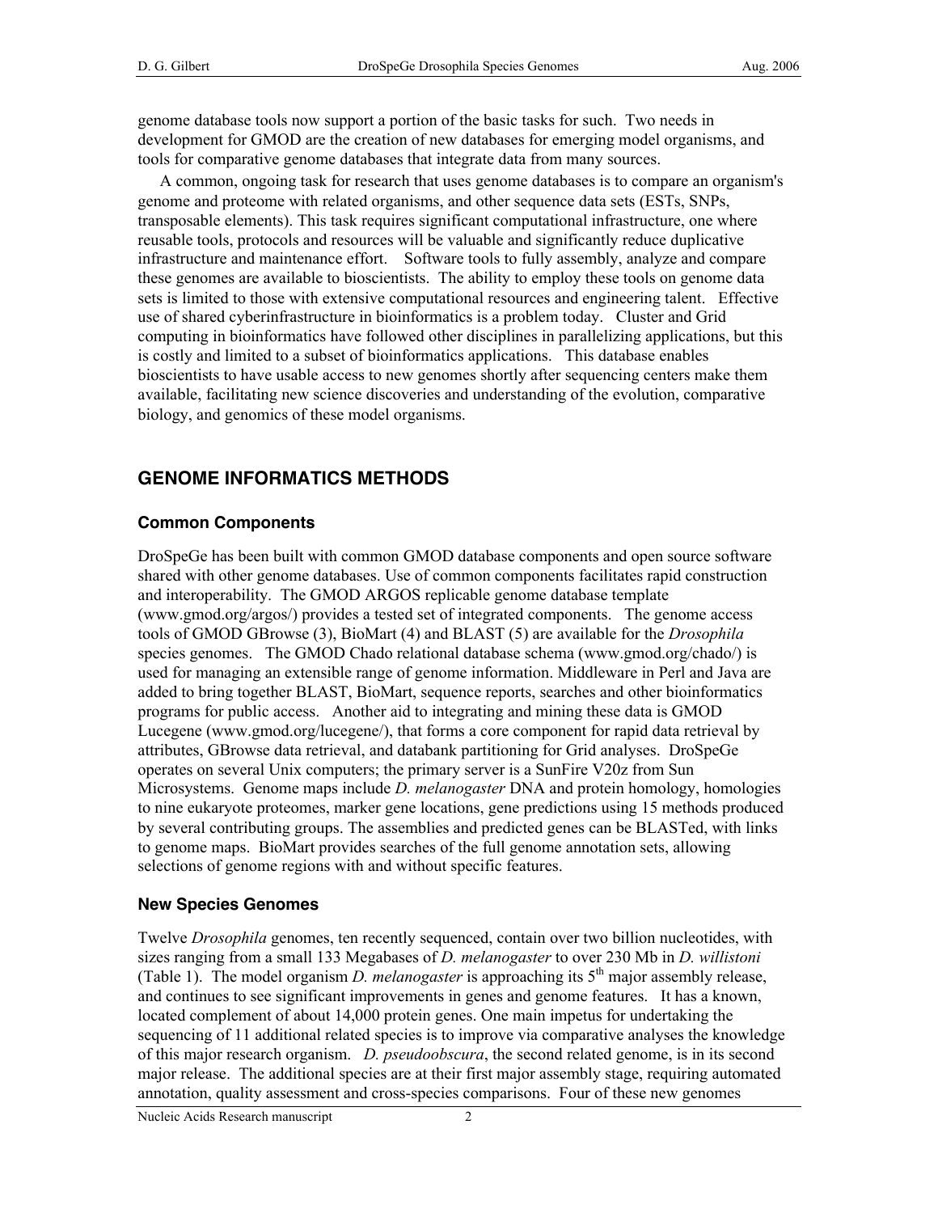genome database tools now support a portion of the basic tasks for such. Two needs in development for GMOD are the creation of new databases for emerging model organisms, and tools for comparative genome databases that integrate data from many sources.

A common, ongoing task for research that uses genome databases is to compare an organism's genome and proteome with related organisms, and other sequence data sets (ESTs, SNPs, transposable elements). This task requires significant computational infrastructure, one where reusable tools, protocols and resources will be valuable and significantly reduce duplicative infrastructure and maintenance effort. Software tools to fully assembly, analyze and compare these genomes are available to bioscientists. The ability to employ these tools on genome data sets is limited to those with extensive computational resources and engineering talent. Effective use of shared cyberinfrastructure in bioinformatics is a problem today. Cluster and Grid computing in bioinformatics have followed other disciplines in parallelizing applications, but this is costly and limited to a subset of bioinformatics applications. This database enables bioscientists to have usable access to new genomes shortly after sequencing centers make them available, facilitating new science discoveries and understanding of the evolution, comparative biology, and genomics of these model organisms.

## GENOME INFORMATICS METHODS

### Common Components

DroSpeGe has been built with common GMOD database components and open source software shared with other genome databases. Use of common components facilitates rapid construction and interoperability. The GMOD ARGOS replicable genome database template (www.gmod.org/argos/) provides a tested set of integrated components. The genome access tools of GMOD GBrowse (3), BioMart (4) and BLAST (5) are available for the *Drosophila* species genomes. The GMOD Chado relational database schema (www.gmod.org/chado/) is used for managing an extensible range of genome information. Middleware in Perl and Java are added to bring together BLAST, BioMart, sequence reports, searches and other bioinformatics programs for public access. Another aid to integrating and mining these data is GMOD Lucegene (www.gmod.org/lucegene/), that forms a core component for rapid data retrieval by attributes, GBrowse data retrieval, and databank partitioning for Grid analyses. DroSpeGe operates on several Unix computers; the primary server is a SunFire V20z from Sun Microsystems. Genome maps include *D. melanogaster* DNA and protein homology, homologies to nine eukaryote proteomes, marker gene locations, gene predictions using 15 methods produced by several contributing groups. The assemblies and predicted genes can be BLASTed, with links to genome maps. BioMart provides searches of the full genome annotation sets, allowing selections of genome regions with and without specific features.

### New Species Genomes

Twelve *Drosophila* genomes, ten recently sequenced, contain over two billion nucleotides, with sizes ranging from a small 133 Megabases of *D. melanogaster* to over 230 Mb in *D. willistoni* (Table 1). The model organism *D. melanogaster* is approaching its 5$^{th}$ major assembly release, and continues to see significant improvements in genes and genome features. It has a known, located complement of about 14,000 protein genes. One main impetus for undertaking the sequencing of 11 additional related species is to improve via comparative analyses the knowledge of this major research organism. *D. pseudoobscura*, the second related genome, is in its second major release. The additional species are at their first major assembly stage, requiring automated annotation, quality assessment and cross-species comparisons. Four of these new genomes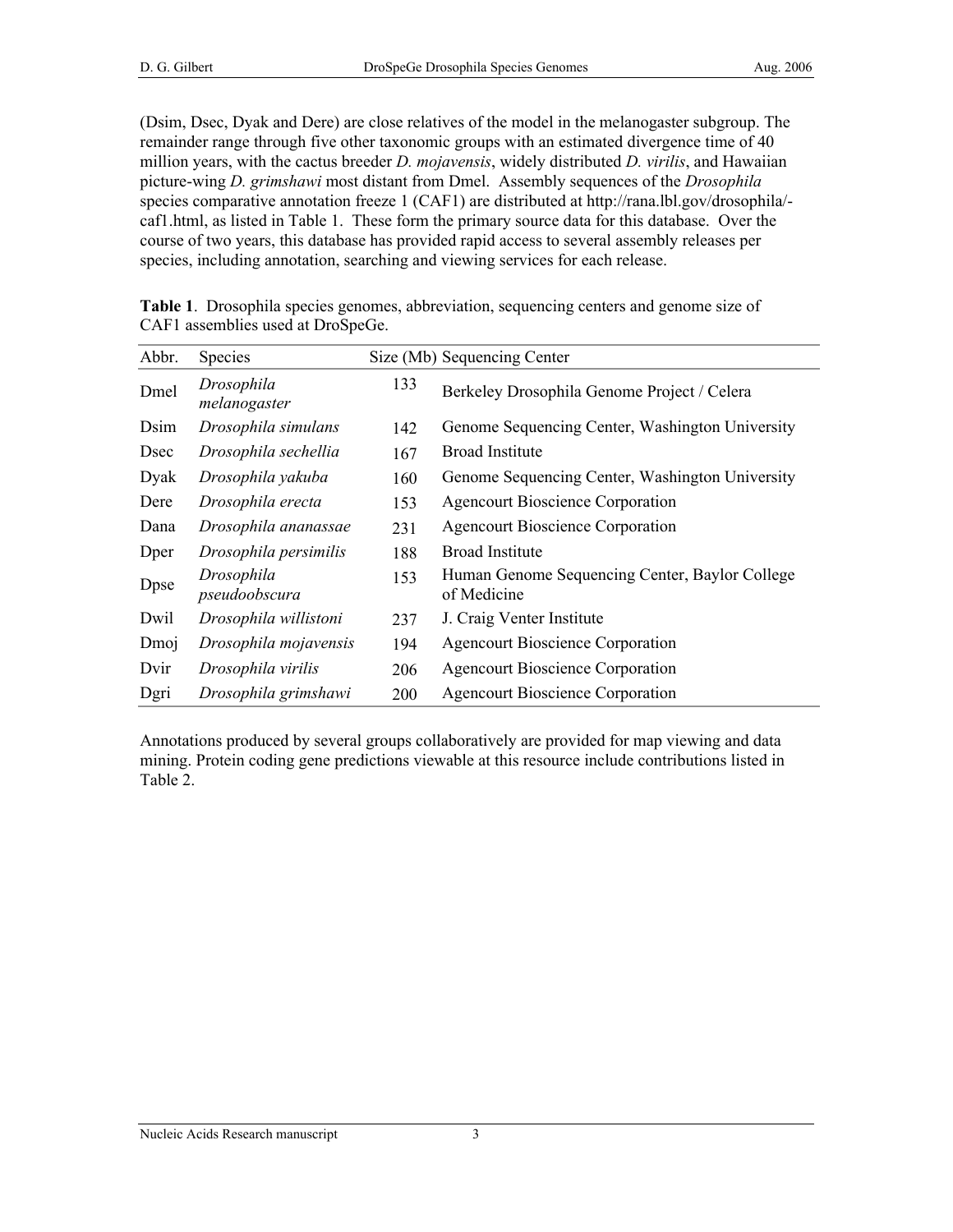(Dsim, Dsec, Dyak and Dere) are close relatives of the model in the melanogaster subgroup. The remainder range through five other taxonomic groups with an estimated divergence time of 40 million years, with the cactus breeder *D. mojavensis*, widely distributed *D. virilis*, and Hawaiian picture-wing *D. grimshawi* most distant from Dmel. Assembly sequences of the *Drosophila* species comparative annotation freeze 1 (CAF1) are distributed at http://rana.lbl.gov/drosophila/-caf1.html, as listed in Table 1. These form the primary source data for this database. Over the course of two years, this database has provided rapid access to several assembly releases per species, including annotation, searching and viewing services for each release.

**Table 1**. Drosophila species genomes, abbreviation, sequencing centers and genome size of CAF1 assemblies used at DroSpeGe.

| Abbr. | Species | Size (Mb) | Sequencing Center |
|---|---|---|---|
| Dmel | *Drosophila melanogaster* | 133 | Berkeley Drosophila Genome Project / Celera |
| Dsim | *Drosophila simulans* | 142 | Genome Sequencing Center, Washington University |
| Dsec | *Drosophila sechellia* | 167 | Broad Institute |
| Dyak | *Drosophila yakuba* | 160 | Genome Sequencing Center, Washington University |
| Dere | *Drosophila erecta* | 153 | Agencourt Bioscience Corporation |
| Dana | *Drosophila ananassae* | 231 | Agencourt Bioscience Corporation |
| Dper | *Drosophila persimilis* | 188 | Broad Institute |
| Dpse | *Drosophila pseudoobscura* | 153 | Human Genome Sequencing Center, Baylor College of Medicine |
| Dwil | *Drosophila willistoni* | 237 | J. Craig Venter Institute |
| Dmoj | *Drosophila mojavensis* | 194 | Agencourt Bioscience Corporation |
| Dvir | *Drosophila virilis* | 206 | Agencourt Bioscience Corporation |
| Dgri | *Drosophila grimshawi* | 200 | Agencourt Bioscience Corporation |

Annotations produced by several groups collaboratively are provided for map viewing and data mining. Protein coding gene predictions viewable at this resource include contributions listed in Table 2.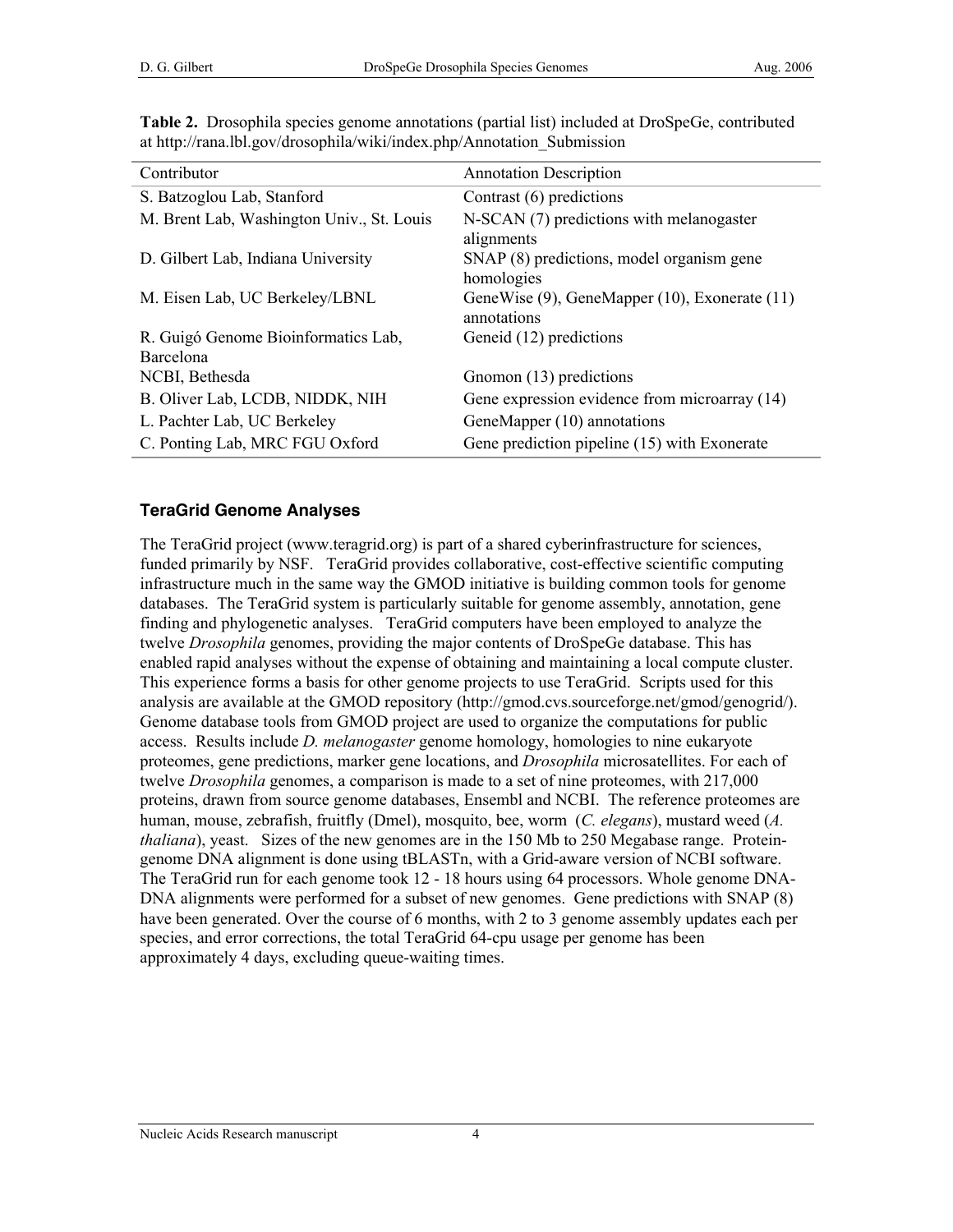**Table 2.** Drosophila species genome annotations (partial list) included at DroSpeGe, contributed at http://rana.lbl.gov/drosophila/wiki/index.php/Annotation_Submission

| Contributor | Annotation Description |
|---|---|
| S. Batzoglou Lab, Stanford | Contrast (6) predictions |
| M. Brent Lab, Washington Univ., St. Louis | N-SCAN (7) predictions with melanogaster alignments |
| D. Gilbert Lab, Indiana University | SNAP (8) predictions, model organism gene homologies |
| M. Eisen Lab, UC Berkeley/LBNL | GeneWise (9), GeneMapper (10), Exonerate (11) annotations |
| R. Guigó Genome Bioinformatics Lab, Barcelona | Geneid (12) predictions |
| NCBI, Bethesda | Gnomon (13) predictions |
| B. Oliver Lab, LCDB, NIDDK, NIH | Gene expression evidence from microarray (14) |
| L. Pachter Lab, UC Berkeley | GeneMapper (10) annotations |
| C. Ponting Lab, MRC FGU Oxford | Gene prediction pipeline (15) with Exonerate |

### TeraGrid Genome Analyses

The TeraGrid project (www.teragrid.org) is part of a shared cyberinfrastructure for sciences, funded primarily by NSF. TeraGrid provides collaborative, cost-effective scientific computing infrastructure much in the same way the GMOD initiative is building common tools for genome databases. The TeraGrid system is particularly suitable for genome assembly, annotation, gene finding and phylogenetic analyses. TeraGrid computers have been employed to analyze the twelve *Drosophila* genomes, providing the major contents of DroSpeGe database. This has enabled rapid analyses without the expense of obtaining and maintaining a local compute cluster. This experience forms a basis for other genome projects to use TeraGrid. Scripts used for this analysis are available at the GMOD repository (http://gmod.cvs.sourceforge.net/gmod/genogrid/). Genome database tools from GMOD project are used to organize the computations for public access. Results include *D. melanogaster* genome homology, homologies to nine eukaryote proteomes, gene predictions, marker gene locations, and *Drosophila* microsatellites. For each of twelve *Drosophila* genomes, a comparison is made to a set of nine proteomes, with 217,000 proteins, drawn from source genome databases, Ensembl and NCBI. The reference proteomes are human, mouse, zebrafish, fruitfly (Dmel), mosquito, bee, worm (*C. elegans*), mustard weed (*A. thaliana*), yeast. Sizes of the new genomes are in the 150 Mb to 250 Megabase range. Protein-genome DNA alignment is done using tBLASTn, with a Grid-aware version of NCBI software. The TeraGrid run for each genome took 12 - 18 hours using 64 processors. Whole genome DNA-DNA alignments were performed for a subset of new genomes. Gene predictions with SNAP (8) have been generated. Over the course of 6 months, with 2 to 3 genome assembly updates each per species, and error corrections, the total TeraGrid 64-cpu usage per genome has been approximately 4 days, excluding queue-waiting times.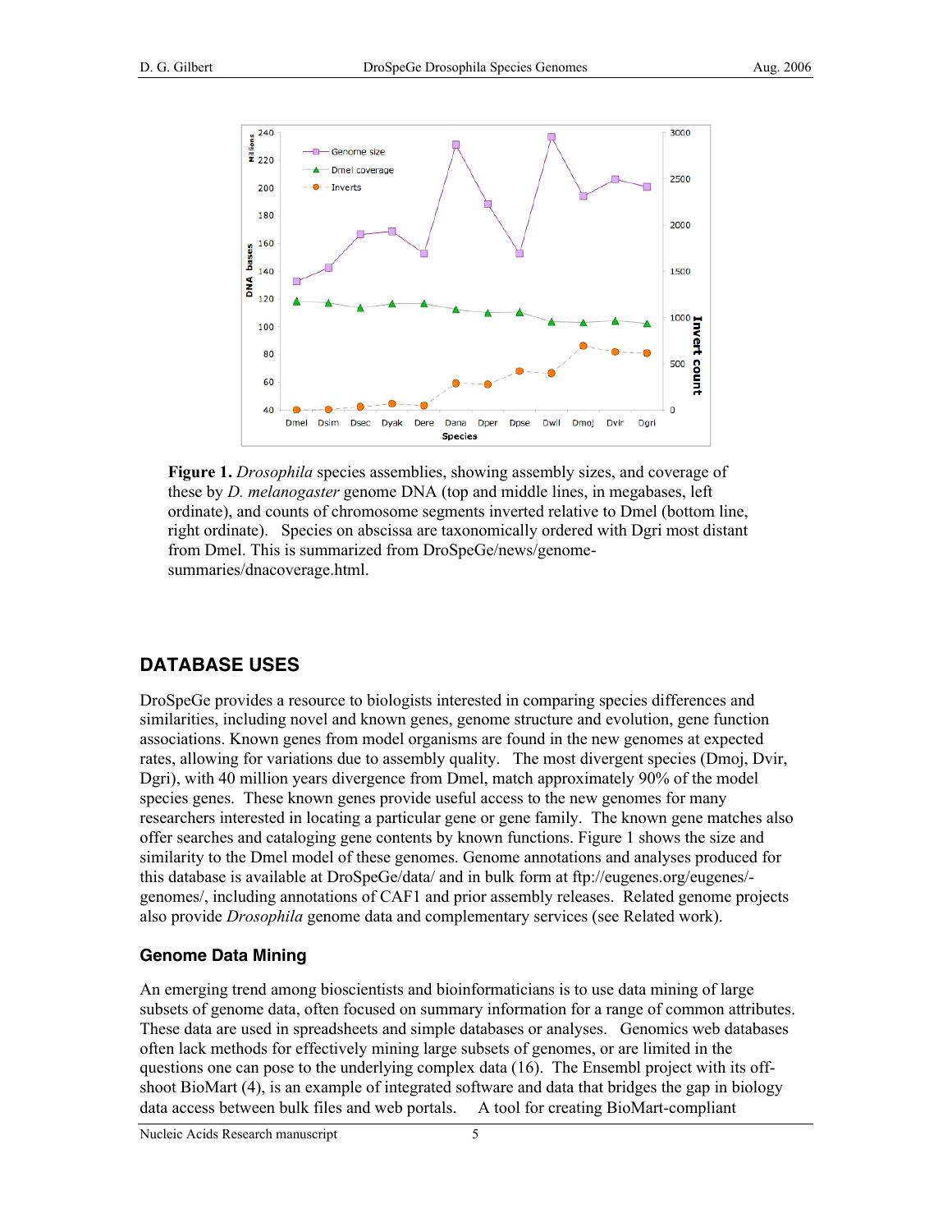**Figure 1.** *Drosophila* species assemblies, showing assembly sizes, and coverage of these by *D. melanogaster* genome DNA (top and middle lines, in megabases, left ordinate), and counts of chromosome segments inverted relative to Dmel (bottom line, right ordinate). Species on abscissa are taxonomically ordered with Dgri most distant from Dmel. This is summarized from DroSpeGe/news/genome-summaries/dnacoverage.html.

## DATABASE USES

DroSpeGe provides a resource to biologists interested in comparing species differences and similarities, including novel and known genes, genome structure and evolution, gene function associations. Known genes from model organisms are found in the new genomes at expected rates, allowing for variations due to assembly quality. The most divergent species (Dmoj, Dvir, Dgri), with 40 million years divergence from Dmel, match approximately 90% of the model species genes. These known genes provide useful access to the new genomes for many researchers interested in locating a particular gene or gene family. The known gene matches also offer searches and cataloging gene contents by known functions. Figure 1 shows the size and similarity to the Dmel model of these genomes. Genome annotations and analyses produced for this database is available at DroSpeGe/data/ and in bulk form at ftp://eugenes.org/eugenes/-genomes/, including annotations of CAF1 and prior assembly releases. Related genome projects also provide *Drosophila* genome data and complementary services (see Related work).

### Genome Data Mining

An emerging trend among bioscientists and bioinformaticians is to use data mining of large subsets of genome data, often focused on summary information for a range of common attributes. These data are used in spreadsheets and simple databases or analyses. Genomics web databases often lack methods for effectively mining large subsets of genomes, or are limited in the questions one can pose to the underlying complex data (16). The Ensembl project with its off-shoot BioMart (4), is an example of integrated software and data that bridges the gap in biology data access between bulk files and web portals. A tool for creating BioMart-compliant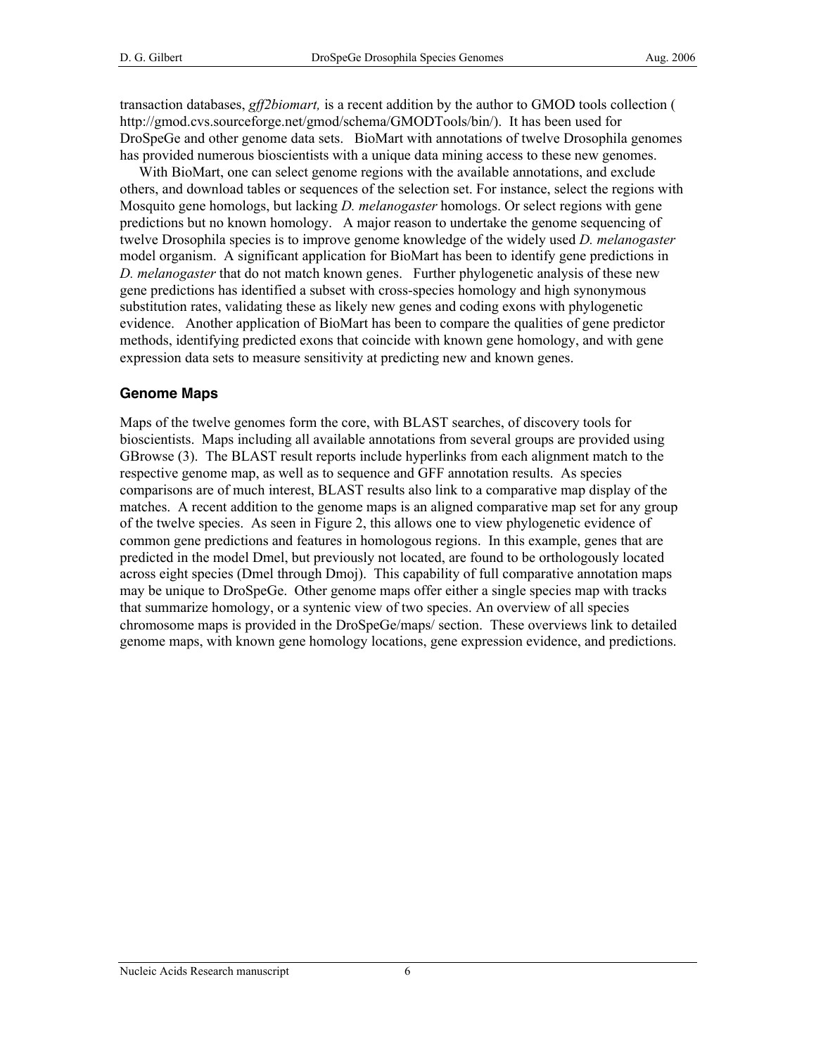transaction databases, *gff2biomart,* is a recent addition by the author to GMOD tools collection ( http://gmod.cvs.sourceforge.net/gmod/schema/GMODTools/bin/). It has been used for DroSpeGe and other genome data sets. BioMart with annotations of twelve Drosophila genomes has provided numerous bioscientists with a unique data mining access to these new genomes.

With BioMart, one can select genome regions with the available annotations, and exclude others, and download tables or sequences of the selection set. For instance, select the regions with Mosquito gene homologs, but lacking *D. melanogaster* homologs. Or select regions with gene predictions but no known homology. A major reason to undertake the genome sequencing of twelve Drosophila species is to improve genome knowledge of the widely used *D. melanogaster* model organism. A significant application for BioMart has been to identify gene predictions in *D. melanogaster* that do not match known genes. Further phylogenetic analysis of these new gene predictions has identified a subset with cross-species homology and high synonymous substitution rates, validating these as likely new genes and coding exons with phylogenetic evidence. Another application of BioMart has been to compare the qualities of gene predictor methods, identifying predicted exons that coincide with known gene homology, and with gene expression data sets to measure sensitivity at predicting new and known genes.

## Genome Maps

Maps of the twelve genomes form the core, with BLAST searches, of discovery tools for bioscientists. Maps including all available annotations from several groups are provided using GBrowse (3). The BLAST result reports include hyperlinks from each alignment match to the respective genome map, as well as to sequence and GFF annotation results. As species comparisons are of much interest, BLAST results also link to a comparative map display of the matches. A recent addition to the genome maps is an aligned comparative map set for any group of the twelve species. As seen in Figure 2, this allows one to view phylogenetic evidence of common gene predictions and features in homologous regions. In this example, genes that are predicted in the model Dmel, but previously not located, are found to be orthologously located across eight species (Dmel through Dmoj). This capability of full comparative annotation maps may be unique to DroSpeGe. Other genome maps offer either a single species map with tracks that summarize homology, or a syntenic view of two species. An overview of all species chromosome maps is provided in the DroSpeGe/maps/ section. These overviews link to detailed genome maps, with known gene homology locations, gene expression evidence, and predictions.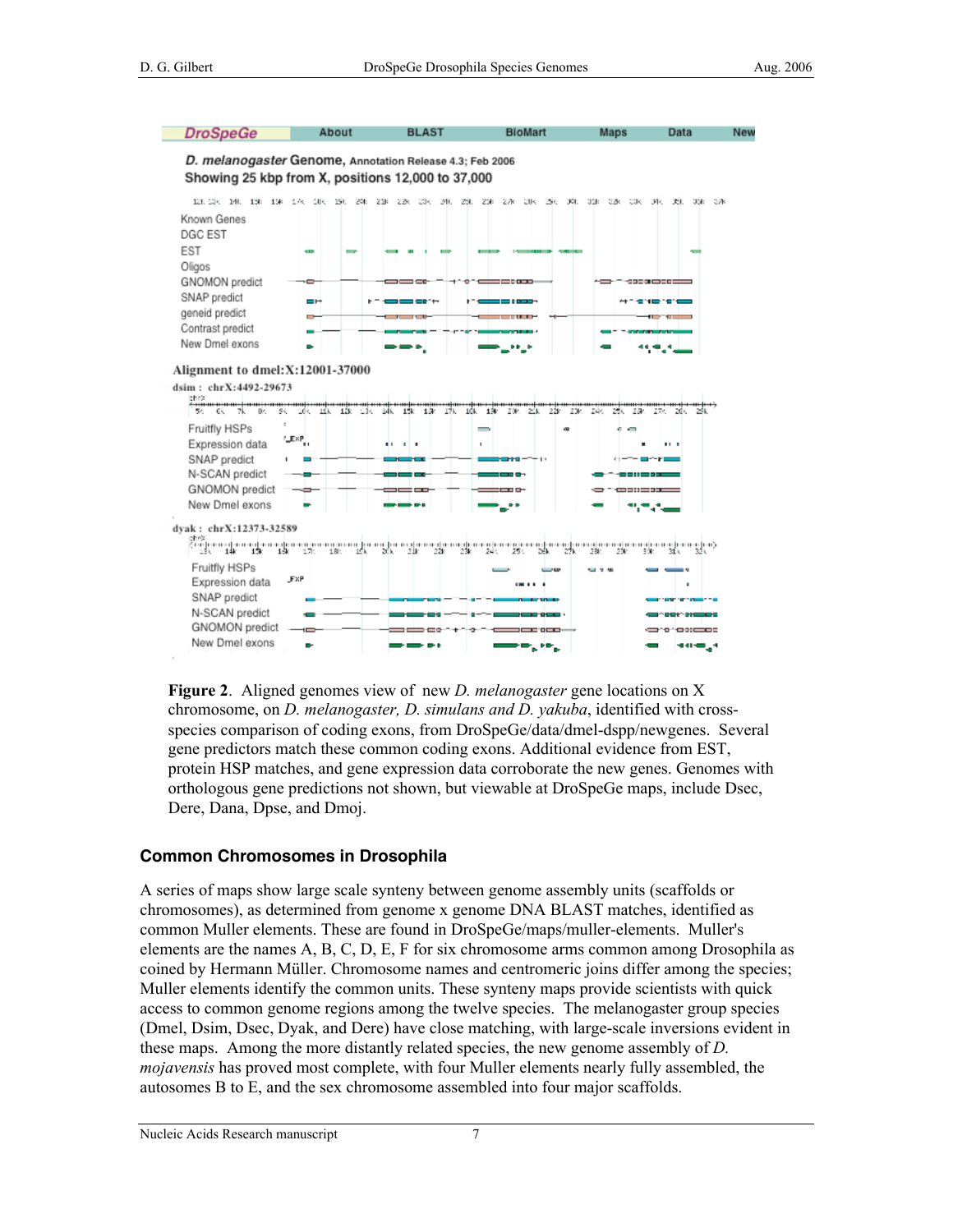**Figure 2**. Aligned genomes view of new *D. melanogaster* gene locations on X chromosome, on *D. melanogaster, D. simulans and D. yakuba*, identified with cross-species comparison of coding exons, from DroSpeGe/data/dmel-dspp/newgenes. Several gene predictors match these common coding exons. Additional evidence from EST, protein HSP matches, and gene expression data corroborate the new genes. Genomes with orthologous gene predictions not shown, but viewable at DroSpeGe maps, include Dsec, Dere, Dana, Dpse, and Dmoj.

## Common Chromosomes in Drosophila

A series of maps show large scale synteny between genome assembly units (scaffolds or chromosomes), as determined from genome x genome DNA BLAST matches, identified as common Muller elements. These are found in DroSpeGe/maps/muller-elements. Muller's elements are the names A, B, C, D, E, F for six chromosome arms common among Drosophila as coined by Hermann Müller. Chromosome names and centromeric joins differ among the species; Muller elements identify the common units. These synteny maps provide scientists with quick access to common genome regions among the twelve species. The melanogaster group species (Dmel, Dsim, Dsec, Dyak, and Dere) have close matching, with large-scale inversions evident in these maps. Among the more distantly related species, the new genome assembly of *D. mojavensis* has proved most complete, with four Muller elements nearly fully assembled, the autosomes B to E, and the sex chromosome assembled into four major scaffolds.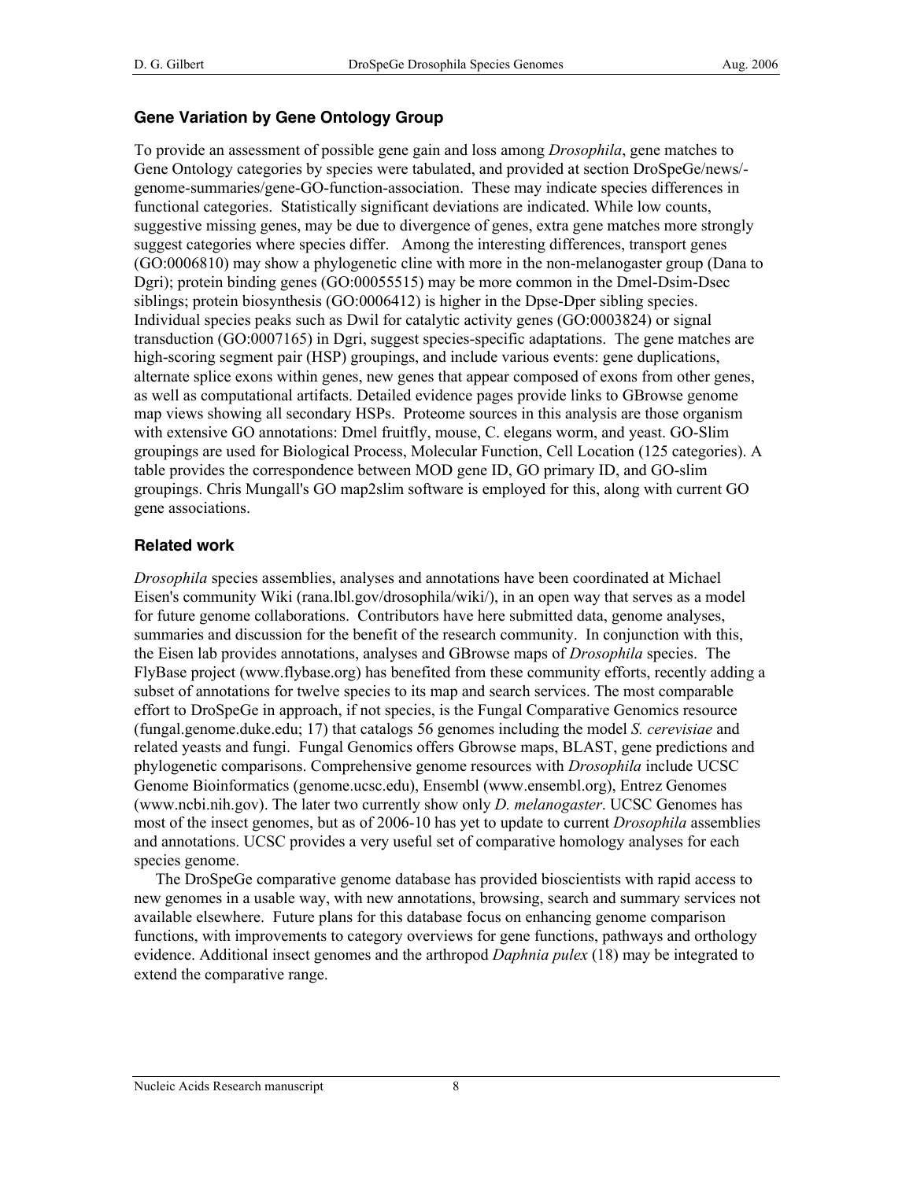### Gene Variation by Gene Ontology Group

To provide an assessment of possible gene gain and loss among *Drosophila*, gene matches to Gene Ontology categories by species were tabulated, and provided at section DroSpeGe/news/-genome-summaries/gene-GO-function-association. These may indicate species differences in functional categories. Statistically significant deviations are indicated. While low counts, suggestive missing genes, may be due to divergence of genes, extra gene matches more strongly suggest categories where species differ. Among the interesting differences, transport genes (GO:0006810) may show a phylogenetic cline with more in the non-melanogaster group (Dana to Dgri); protein binding genes (GO:00055515) may be more common in the Dmel-Dsim-Dsec siblings; protein biosynthesis (GO:0006412) is higher in the Dpse-Dper sibling species. Individual species peaks such as Dwil for catalytic activity genes (GO:0003824) or signal transduction (GO:0007165) in Dgri, suggest species-specific adaptations. The gene matches are high-scoring segment pair (HSP) groupings, and include various events: gene duplications, alternate splice exons within genes, new genes that appear composed of exons from other genes, as well as computational artifacts. Detailed evidence pages provide links to GBrowse genome map views showing all secondary HSPs. Proteome sources in this analysis are those organism with extensive GO annotations: Dmel fruitfly, mouse, C. elegans worm, and yeast. GO-Slim groupings are used for Biological Process, Molecular Function, Cell Location (125 categories). A table provides the correspondence between MOD gene ID, GO primary ID, and GO-slim groupings. Chris Mungall's GO map2slim software is employed for this, along with current GO gene associations.

### Related work

*Drosophila* species assemblies, analyses and annotations have been coordinated at Michael Eisen's community Wiki (rana.lbl.gov/drosophila/wiki/), in an open way that serves as a model for future genome collaborations. Contributors have here submitted data, genome analyses, summaries and discussion for the benefit of the research community. In conjunction with this, the Eisen lab provides annotations, analyses and GBrowse maps of *Drosophila* species. The FlyBase project (www.flybase.org) has benefited from these community efforts, recently adding a subset of annotations for twelve species to its map and search services. The most comparable effort to DroSpeGe in approach, if not species, is the Fungal Comparative Genomics resource (fungal.genome.duke.edu; 17) that catalogs 56 genomes including the model *S. cerevisiae* and related yeasts and fungi. Fungal Genomics offers Gbrowse maps, BLAST, gene predictions and phylogenetic comparisons. Comprehensive genome resources with *Drosophila* include UCSC Genome Bioinformatics (genome.ucsc.edu), Ensembl (www.ensembl.org), Entrez Genomes (www.ncbi.nih.gov). The later two currently show only *D. melanogaster*. UCSC Genomes has most of the insect genomes, but as of 2006-10 has yet to update to current *Drosophila* assemblies and annotations. UCSC provides a very useful set of comparative homology analyses for each species genome.

The DroSpeGe comparative genome database has provided bioscientists with rapid access to new genomes in a usable way, with new annotations, browsing, search and summary services not available elsewhere. Future plans for this database focus on enhancing genome comparison functions, with improvements to category overviews for gene functions, pathways and orthology evidence. Additional insect genomes and the arthropod *Daphnia pulex* (18) may be integrated to extend the comparative range.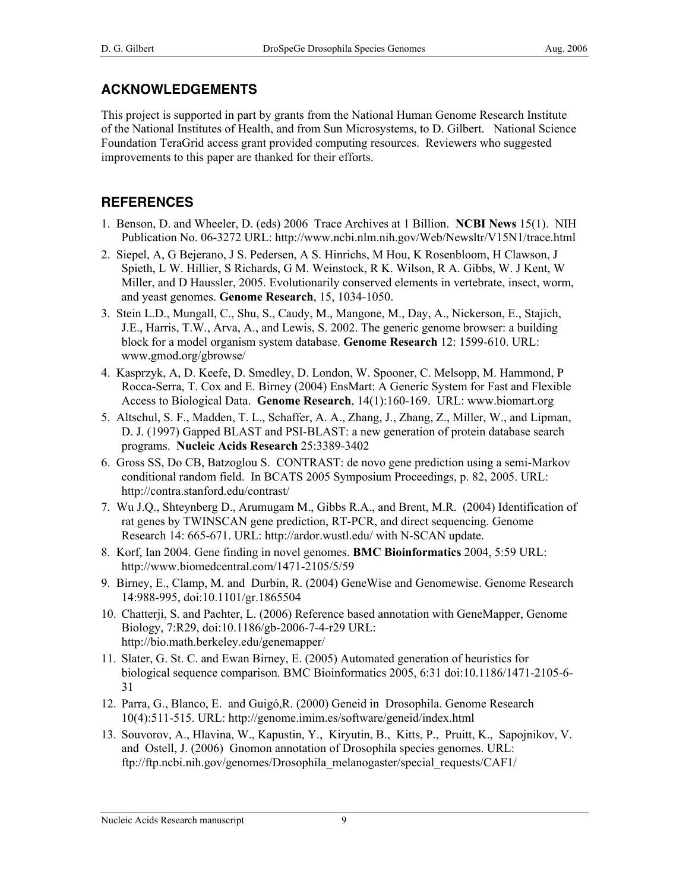## ACKNOWLEDGEMENTS

This project is supported in part by grants from the National Human Genome Research Institute of the National Institutes of Health, and from Sun Microsystems, to D. Gilbert. National Science Foundation TeraGrid access grant provided computing resources. Reviewers who suggested improvements to this paper are thanked for their efforts.

## REFERENCES

1. Benson, D. and Wheeler, D. (eds) 2006 Trace Archives at 1 Billion. **NCBI News** 15(1). NIH Publication No. 06-3272 URL: http://www.ncbi.nlm.nih.gov/Web/Newsltr/V15N1/trace.html
2. Siepel, A, G Bejerano, J S. Pedersen, A S. Hinrichs, M Hou, K Rosenbloom, H Clawson, J Spieth, L W. Hillier, S Richards, G M. Weinstock, R K. Wilson, R A. Gibbs, W. J Kent, W Miller, and D Haussler, 2005. Evolutionarily conserved elements in vertebrate, insect, worm, and yeast genomes. **Genome Research**, 15, 1034-1050.
3. Stein L.D., Mungall, C., Shu, S., Caudy, M., Mangone, M., Day, A., Nickerson, E., Stajich, J.E., Harris, T.W., Arva, A., and Lewis, S. 2002. The generic genome browser: a building block for a model organism system database. **Genome Research** 12: 1599-610. URL: www.gmod.org/gbrowse/
4. Kasprzyk, A, D. Keefe, D. Smedley, D. London, W. Spooner, C. Melsopp, M. Hammond, P Rocca-Serra, T. Cox and E. Birney (2004) EnsMart: A Generic System for Fast and Flexible Access to Biological Data. **Genome Research**, 14(1):160-169. URL: www.biomart.org
5. Altschul, S. F., Madden, T. L., Schaffer, A. A., Zhang, J., Zhang, Z., Miller, W., and Lipman, D. J. (1997) Gapped BLAST and PSI-BLAST: a new generation of protein database search programs. **Nucleic Acids Research** 25:3389-3402
6. Gross SS, Do CB, Batzoglou S. CONTRAST: de novo gene prediction using a semi-Markov conditional random field. In BCATS 2005 Symposium Proceedings, p. 82, 2005. URL: http://contra.stanford.edu/contrast/
7. Wu J.Q., Shteynberg D., Arumugam M., Gibbs R.A., and Brent, M.R. (2004) Identification of rat genes by TWINSCAN gene prediction, RT-PCR, and direct sequencing. Genome Research 14: 665-671. URL: http://ardor.wustl.edu/ with N-SCAN update.
8. Korf, Ian 2004. Gene finding in novel genomes. **BMC Bioinformatics** 2004, 5:59 URL: http://www.biomedcentral.com/1471-2105/5/59
9. Birney, E., Clamp, M. and Durbin, R. (2004) GeneWise and Genomewise. Genome Research 14:988-995, doi:10.1101/gr.1865504
10. Chatterji, S. and Pachter, L. (2006) Reference based annotation with GeneMapper, Genome Biology, 7:R29, doi:10.1186/gb-2006-7-4-r29 URL: http://bio.math.berkeley.edu/genemapper/
11. Slater, G. St. C. and Ewan Birney, E. (2005) Automated generation of heuristics for biological sequence comparison. BMC Bioinformatics 2005, 6:31 doi:10.1186/1471-2105-6-31
12. Parra, G., Blanco, E. and Guigó,R. (2000) Geneid in Drosophila. Genome Research 10(4):511-515. URL: http://genome.imim.es/software/geneid/index.html
13. Souvorov, A., Hlavina, W., Kapustin, Y., Kiryutin, B., Kitts, P., Pruitt, K., Sapojnikov, V. and Ostell, J. (2006) Gnomon annotation of Drosophila species genomes. URL: ftp://ftp.ncbi.nih.gov/genomes/Drosophila_melanogaster/special_requests/CAF1/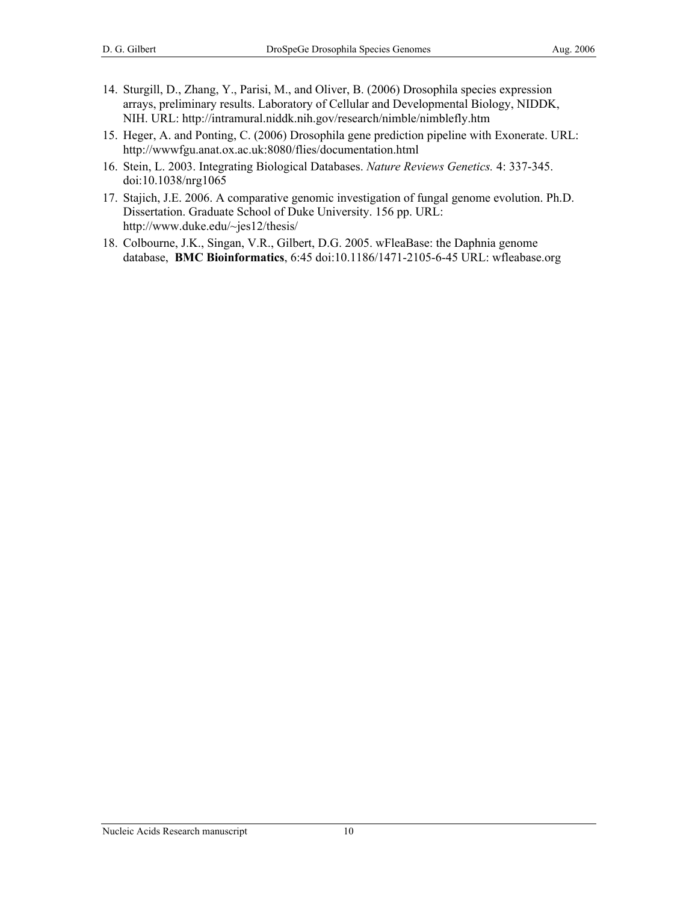14. Sturgill, D., Zhang, Y., Parisi, M., and Oliver, B. (2006) Drosophila species expression arrays, preliminary results. Laboratory of Cellular and Developmental Biology, NIDDK, NIH. URL: http://intramural.niddk.nih.gov/research/nimble/nimblefly.htm
15. Heger, A. and Ponting, C. (2006) Drosophila gene prediction pipeline with Exonerate. URL: http://wwwfgu.anat.ox.ac.uk:8080/flies/documentation.html
16. Stein, L. 2003. Integrating Biological Databases. *Nature Reviews Genetics.* 4: 337-345. doi:10.1038/nrg1065
17. Stajich, J.E. 2006. A comparative genomic investigation of fungal genome evolution. Ph.D. Dissertation. Graduate School of Duke University. 156 pp. URL: http://www.duke.edu/~jes12/thesis/
18. Colbourne, J.K., Singan, V.R., Gilbert, D.G. 2005. wFleaBase: the Daphnia genome database, **BMC Bioinformatics**, 6:45 doi:10.1186/1471-2105-6-45 URL: wfleabase.org